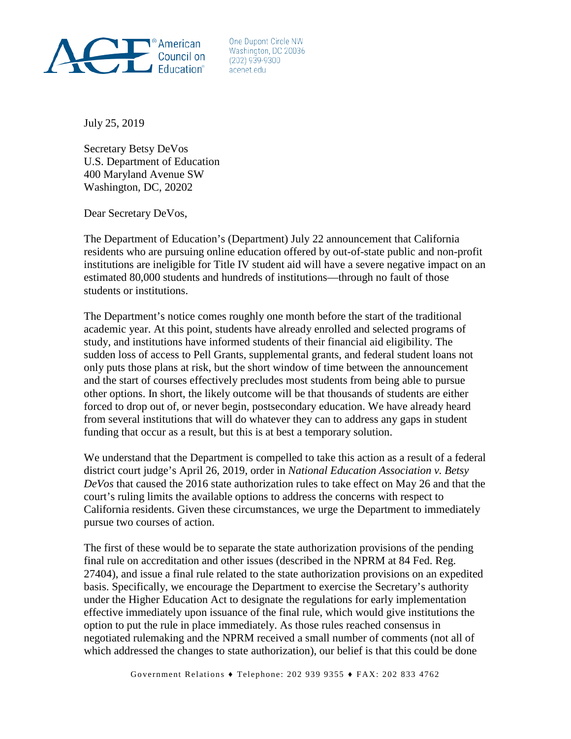American Council on Education®

One Dupont Circle NW
Washington, DC 20036
(202) 939-9300
acenet.edu

July 25, 2019

Secretary Betsy DeVos
U.S. Department of Education
400 Maryland Avenue SW
Washington, DC, 20202

Dear Secretary DeVos,

The Department of Education's (Department) July 22 announcement that California residents who are pursuing online education offered by out-of-state public and non-profit institutions are ineligible for Title IV student aid will have a severe negative impact on an estimated 80,000 students and hundreds of institutions—through no fault of those students or institutions.

The Department's notice comes roughly one month before the start of the traditional academic year. At this point, students have already enrolled and selected programs of study, and institutions have informed students of their financial aid eligibility. The sudden loss of access to Pell Grants, supplemental grants, and federal student loans not only puts those plans at risk, but the short window of time between the announcement and the start of courses effectively precludes most students from being able to pursue other options. In short, the likely outcome will be that thousands of students are either forced to drop out of, or never begin, postsecondary education. We have already heard from several institutions that will do whatever they can to address any gaps in student funding that occur as a result, but this is at best a temporary solution.

We understand that the Department is compelled to take this action as a result of a federal district court judge's April 26, 2019, order in *National Education Association v. Betsy DeVos* that caused the 2016 state authorization rules to take effect on May 26 and that the court's ruling limits the available options to address the concerns with respect to California residents. Given these circumstances, we urge the Department to immediately pursue two courses of action.

The first of these would be to separate the state authorization provisions of the pending final rule on accreditation and other issues (described in the NPRM at 84 Fed. Reg. 27404), and issue a final rule related to the state authorization provisions on an expedited basis. Specifically, we encourage the Department to exercise the Secretary's authority under the Higher Education Act to designate the regulations for early implementation effective immediately upon issuance of the final rule, which would give institutions the option to put the rule in place immediately. As those rules reached consensus in negotiated rulemaking and the NPRM received a small number of comments (not all of which addressed the changes to state authorization), our belief is that this could be done

Government Relations ♦ Telephone: 202 939 9355 ♦ FAX: 202 833 4762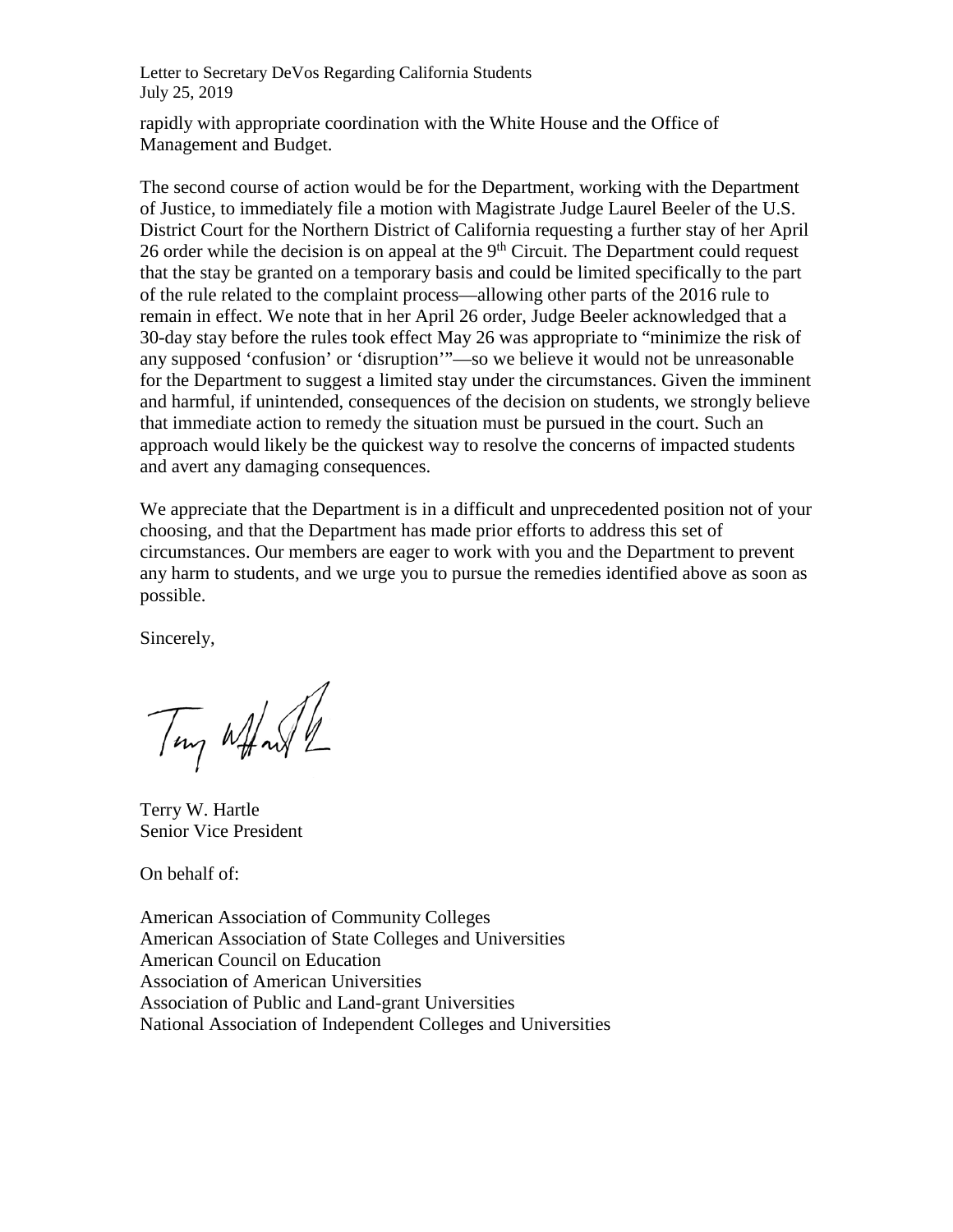rapidly with appropriate coordination with the White House and the Office of Management and Budget.

The second course of action would be for the Department, working with the Department of Justice, to immediately file a motion with Magistrate Judge Laurel Beeler of the U.S. District Court for the Northern District of California requesting a further stay of her April 26 order while the decision is on appeal at the 9th Circuit. The Department could request that the stay be granted on a temporary basis and could be limited specifically to the part of the rule related to the complaint process—allowing other parts of the 2016 rule to remain in effect. We note that in her April 26 order, Judge Beeler acknowledged that a 30-day stay before the rules took effect May 26 was appropriate to "minimize the risk of any supposed 'confusion' or 'disruption'"—so we believe it would not be unreasonable for the Department to suggest a limited stay under the circumstances. Given the imminent and harmful, if unintended, consequences of the decision on students, we strongly believe that immediate action to remedy the situation must be pursued in the court. Such an approach would likely be the quickest way to resolve the concerns of impacted students and avert any damaging consequences.

We appreciate that the Department is in a difficult and unprecedented position not of your choosing, and that the Department has made prior efforts to address this set of circumstances. Our members are eager to work with you and the Department to prevent any harm to students, and we urge you to pursue the remedies identified above as soon as possible.

Sincerely,

Terry W. Hartle
Senior Vice President

On behalf of:

American Association of Community Colleges
American Association of State Colleges and Universities
American Council on Education
Association of American Universities
Association of Public and Land-grant Universities
National Association of Independent Colleges and Universities